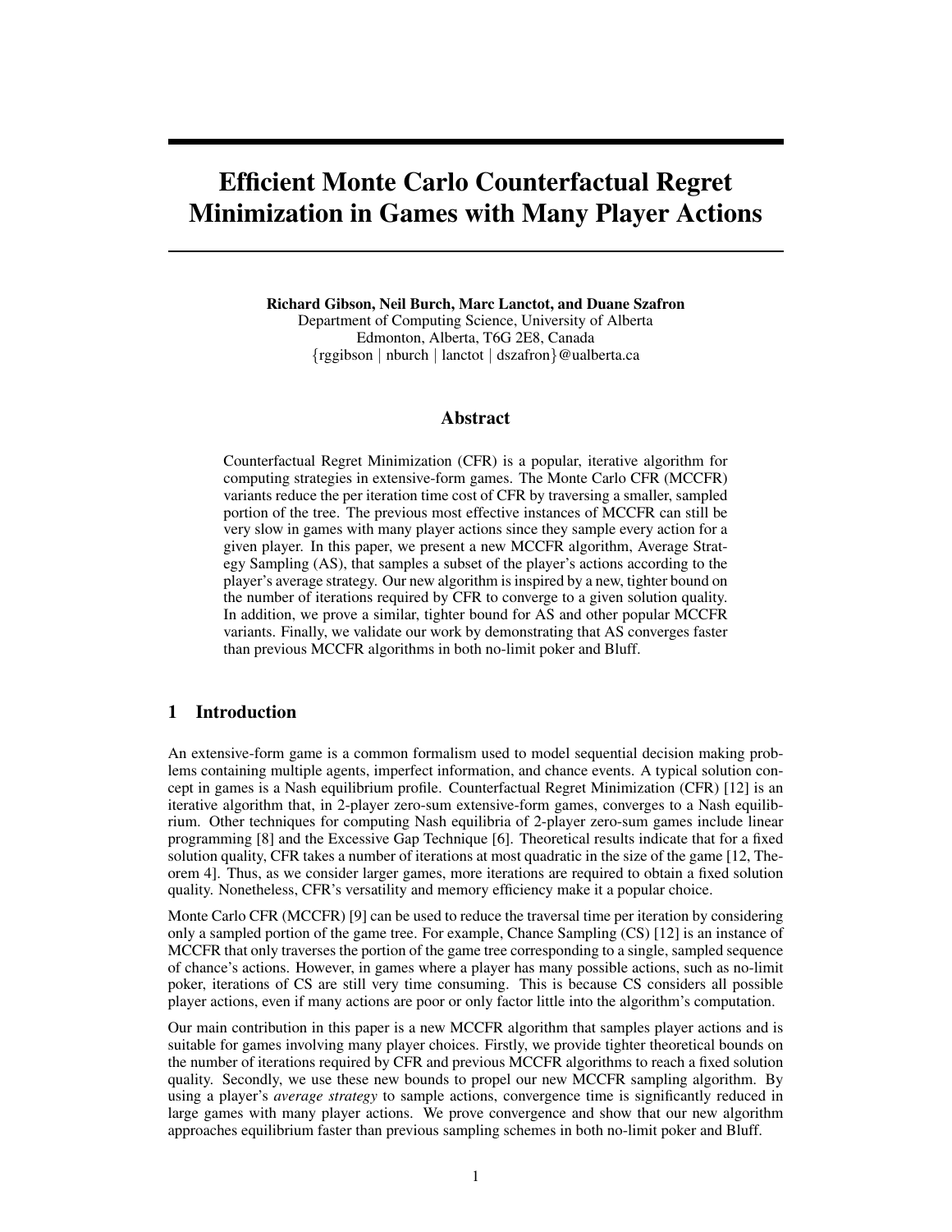# Efficient Monte Carlo Counterfactual Regret Minimization in Games with Many Player Actions

**Richard Gibson, Neil Burch, Marc Lanctot, and Duane Szafron**
Department of Computing Science, University of Alberta
Edmonton, Alberta, T6G 2E8, Canada
{rggibson | nburch | lanctot | dszafron}@ualberta.ca

## Abstract

Counterfactual Regret Minimization (CFR) is a popular, iterative algorithm for computing strategies in extensive-form games. The Monte Carlo CFR (MCCFR) variants reduce the per iteration time cost of CFR by traversing a smaller, sampled portion of the tree. The previous most effective instances of MCCFR can still be very slow in games with many player actions since they sample every action for a given player. In this paper, we present a new MCCFR algorithm, Average Strategy Sampling (AS), that samples a subset of the player's actions according to the player's average strategy. Our new algorithm is inspired by a new, tighter bound on the number of iterations required by CFR to converge to a given solution quality. In addition, we prove a similar, tighter bound for AS and other popular MCCFR variants. Finally, we validate our work by demonstrating that AS converges faster than previous MCCFR algorithms in both no-limit poker and Bluff.

## 1 Introduction

An extensive-form game is a common formalism used to model sequential decision making problems containing multiple agents, imperfect information, and chance events. A typical solution concept in games is a Nash equilibrium profile. Counterfactual Regret Minimization (CFR) [12] is an iterative algorithm that, in 2-player zero-sum extensive-form games, converges to a Nash equilibrium. Other techniques for computing Nash equilibria of 2-player zero-sum games include linear programming [8] and the Excessive Gap Technique [6]. Theoretical results indicate that for a fixed solution quality, CFR takes a number of iterations at most quadratic in the size of the game [12, Theorem 4]. Thus, as we consider larger games, more iterations are required to obtain a fixed solution quality. Nonetheless, CFR's versatility and memory efficiency make it a popular choice.

Monte Carlo CFR (MCCFR) [9] can be used to reduce the traversal time per iteration by considering only a sampled portion of the game tree. For example, Chance Sampling (CS) [12] is an instance of MCCFR that only traverses the portion of the game tree corresponding to a single, sampled sequence of chance's actions. However, in games where a player has many possible actions, such as no-limit poker, iterations of CS are still very time consuming. This is because CS considers all possible player actions, even if many actions are poor or only factor little into the algorithm's computation.

Our main contribution in this paper is a new MCCFR algorithm that samples player actions and is suitable for games involving many player choices. Firstly, we provide tighter theoretical bounds on the number of iterations required by CFR and previous MCCFR algorithms to reach a fixed solution quality. Secondly, we use these new bounds to propel our new MCCFR sampling algorithm. By using a player's *average strategy* to sample actions, convergence time is significantly reduced in large games with many player actions. We prove convergence and show that our new algorithm approaches equilibrium faster than previous sampling schemes in both no-limit poker and Bluff.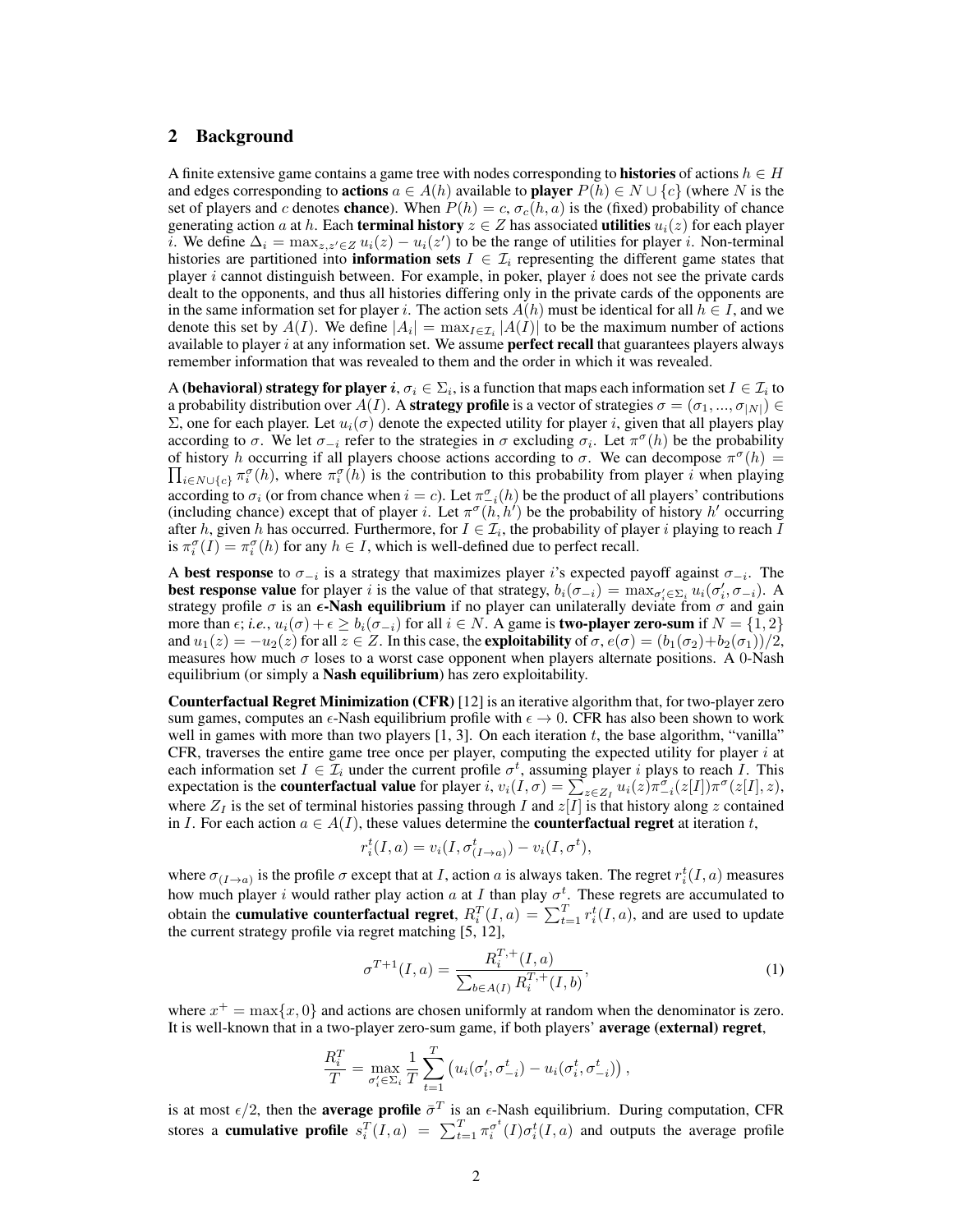## 2 Background

A finite extensive game contains a game tree with nodes corresponding to **histories** of actions $h \in H$ and edges corresponding to **actions** $a \in A(h)$ available to **player** $P(h) \in N \cup \{c\}$ (where $N$ is the set of players and $c$ denotes **chance**). When $P(h) = c$, $\sigma_c(h, a)$ is the (fixed) probability of chance generating action $a$ at $h$. Each **terminal history** $z \in Z$ has associated **utilities** $u_i(z)$ for each player $i$. We define $\Delta_i = \max_{z,z' \in Z} u_i(z) - u_i(z')$ to be the range of utilities for player $i$. Non-terminal histories are partitioned into **information sets** $I \in \mathcal{I}_i$ representing the different game states that player $i$ cannot distinguish between. For example, in poker, player $i$ does not see the private cards dealt to the opponents, and thus all histories differing only in the private cards of the opponents are in the same information set for player $i$. The action sets $A(h)$ must be identical for all $h \in I$, and we denote this set by $A(I)$. We define $|A_i| = \max_{I \in \mathcal{I}_i} |A(I)|$ to be the maximum number of actions available to player $i$ at any information set. We assume **perfect recall** that guarantees players always remember information that was revealed to them and the order in which it was revealed.

A **(behavioral) strategy for player $i$**, $\sigma_i \in \Sigma_i$, is a function that maps each information set $I \in \mathcal{I}_i$ to a probability distribution over $A(I)$. A **strategy profile** is a vector of strategies $\sigma = (\sigma_1, ..., \sigma_{|N|}) \in \Sigma$, one for each player. Let $u_i(\sigma)$ denote the expected utility for player $i$, given that all players play according to $\sigma$. We let $\sigma_{-i}$ refer to the strategies in $\sigma$ excluding $\sigma_i$. Let $\pi^\sigma(h)$ be the probability of history $h$ occurring if all players choose actions according to $\sigma$. We can decompose $\pi^\sigma(h) = \prod_{i \in N \cup \{c\}} \pi_i^\sigma(h)$, where $\pi_i^\sigma(h)$ is the contribution to this probability from player $i$ when playing according to $\sigma_i$ (or from chance when $i = c$). Let $\pi_{-i}^\sigma(h)$ be the product of all players' contributions (including chance) except that of player $i$. Let $\pi^\sigma(h, h')$ be the probability of history $h'$ occurring after $h$, given $h$ has occurred. Furthermore, for $I \in \mathcal{I}_i$, the probability of player $i$ playing to reach $I$ is $\pi_i^\sigma(I) = \pi_i^\sigma(h)$ for any $h \in I$, which is well-defined due to perfect recall.

A **best response** to $\sigma_{-i}$ is a strategy that maximizes player $i$'s expected payoff against $\sigma_{-i}$. The **best response value** for player $i$ is the value of that strategy, $b_i(\sigma_{-i}) = \max_{\sigma_i' \in \Sigma_i} u_i(\sigma_i', \sigma_{-i})$. A strategy profile $\sigma$ is an **$\epsilon$-Nash equilibrium** if no player can unilaterally deviate from $\sigma$ and gain more than $\epsilon$; *i.e.*, $u_i(\sigma) + \epsilon \geq b_i(\sigma_{-i})$ for all $i \in N$. A game is **two-player zero-sum** if $N = \{1, 2\}$ and $u_1(z) = -u_2(z)$ for all $z \in Z$. In this case, the **exploitability** of $\sigma$, $e(\sigma) = (b_1(\sigma_2) + b_2(\sigma_1))/2$, measures how much $\sigma$ loses to a worst case opponent when players alternate positions. A 0-Nash equilibrium (or simply a **Nash equilibrium**) has zero exploitability.

**Counterfactual Regret Minimization (CFR)** [12] is an iterative algorithm that, for two-player zero sum games, computes an $\epsilon$-Nash equilibrium profile with $\epsilon \to 0$. CFR has also been shown to work well in games with more than two players [1, 3]. On each iteration $t$, the base algorithm, "vanilla" CFR, traverses the entire game tree once per player, computing the expected utility for player $i$ at each information set $I \in \mathcal{I}_i$ under the current profile $\sigma^t$, assuming player $i$ plays to reach $I$. This expectation is the **counterfactual value** for player $i$, $v_i(I, \sigma) = \sum_{z \in Z_I} u_i(z) \pi_{-i}^\sigma(z[I]) \pi^\sigma(z[I], z)$, where $Z_I$ is the set of terminal histories passing through $I$ and $z[I]$ is that history along $z$ contained in $I$. For each action $a \in A(I)$, these values determine the **counterfactual regret** at iteration $t$,

$$r_i^t(I, a) = v_i(I, \sigma^t_{(I \to a)}) - v_i(I, \sigma^t),$$

where $\sigma_{(I \to a)}$ is the profile $\sigma$ except that at $I$, action $a$ is always taken. The regret $r_i^t(I, a)$ measures how much player $i$ would rather play action $a$ at $I$ than play $\sigma^t$. These regrets are accumulated to obtain the **cumulative counterfactual regret**, $R_i^T(I, a) = \sum_{t=1}^T r_i^t(I, a)$, and are used to update the current strategy profile via regret matching [5, 12],

$$\sigma^{T+1}(I, a) = \frac{R_i^{T,+}(I, a)}{\sum_{b \in A(I)} R_i^{T,+}(I, b)}, \tag{1}$$

where $x^+ = \max\{x, 0\}$ and actions are chosen uniformly at random when the denominator is zero. It is well-known that in a two-player zero-sum game, if both players' **average (external) regret**,

$$\frac{R_i^T}{T} = \max_{\sigma_i' \in \Sigma_i} \frac{1}{T} \sum_{t=1}^T \left( u_i(\sigma_i', \sigma_{-i}^t) - u_i(\sigma_i^t, \sigma_{-i}^t) \right),$$

is at most $\epsilon/2$, then the **average profile** $\bar{\sigma}^T$ is an $\epsilon$-Nash equilibrium. During computation, CFR stores a **cumulative profile** $s_i^T(I, a) = \sum_{t=1}^T \pi_i^{\sigma^t}(I) \sigma_i^t(I, a)$ and outputs the average profile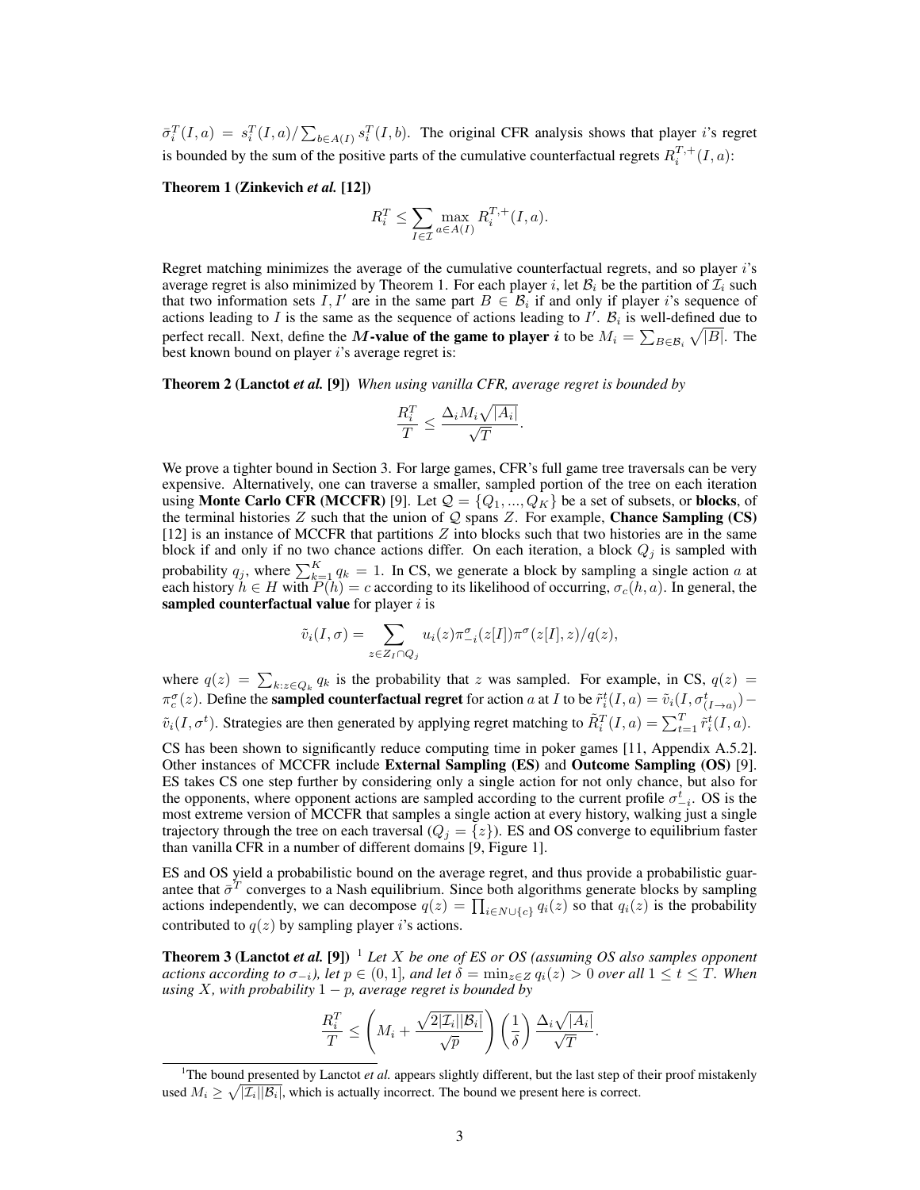$\bar{\sigma}_i^T(I,a) = s_i^T(I,a)/\sum_{b \in A(I)} s_i^T(I,b)$. The original CFR analysis shows that player $i$'s regret is bounded by the sum of the positive parts of the cumulative counterfactual regrets $R_i^{T,+}(I,a)$:

**Theorem 1 (Zinkevich *et al.* [12])**

$$R_i^T \leq \sum_{I \in \mathcal{I}} \max_{a \in A(I)} R_i^{T,+}(I,a).$$

Regret matching minimizes the average of the cumulative counterfactual regrets, and so player $i$'s average regret is also minimized by Theorem 1. For each player $i$, let $\mathcal{B}_i$ be the partition of $\mathcal{I}_i$ such that two information sets $I, I'$ are in the same part $B \in \mathcal{B}_i$ if and only if player $i$'s sequence of actions leading to $I$ is the same as the sequence of actions leading to $I'$. $\mathcal{B}_i$ is well-defined due to perfect recall. Next, define the **$M$-value of the game to player $i$** to be $M_i = \sum_{B \in \mathcal{B}_i} \sqrt{|B|}$. The best known bound on player $i$'s average regret is:

**Theorem 2 (Lanctot *et al.* [9])** *When using vanilla CFR, average regret is bounded by*

$$\frac{R_i^T}{T} \leq \frac{\Delta_i M_i \sqrt{|A_i|}}{\sqrt{T}}.$$

We prove a tighter bound in Section 3. For large games, CFR's full game tree traversals can be very expensive. Alternatively, one can traverse a smaller, sampled portion of the tree on each iteration using **Monte Carlo CFR (MCCFR)** [9]. Let $\mathcal{Q} = \{Q_1, ..., Q_K\}$ be a set of subsets, or **blocks**, of the terminal histories $Z$ such that the union of $\mathcal{Q}$ spans $Z$. For example, **Chance Sampling (CS)** [12] is an instance of MCCFR that partitions $Z$ into blocks such that two histories are in the same block if and only if no two chance actions differ. On each iteration, a block $Q_j$ is sampled with probability $q_j$, where $\sum_{k=1}^K q_k = 1$. In CS, we generate a block by sampling a single action $a$ at each history $h \in H$ with $P(h) = c$ according to its likelihood of occurring, $\sigma_c(h,a)$. In general, the **sampled counterfactual value** for player $i$ is

$$\tilde{v}_i(I, \sigma) = \sum_{z \in Z_I \cap Q_j} u_i(z) \pi_{-i}^\sigma(z[I]) \pi^\sigma(z[I], z)/q(z),$$

where $q(z) = \sum_{k: z \in Q_k} q_k$ is the probability that $z$ was sampled. For example, in CS, $q(z) = \pi_c^\sigma(z)$. Define the **sampled counterfactual regret** for action $a$ at $I$ to be $\tilde{r}_i^t(I,a) = \tilde{v}_i(I, \sigma_{(I \to a)}^t) - \tilde{v}_i(I, \sigma^t)$. Strategies are then generated by applying regret matching to $\tilde{R}_i^T(I,a) = \sum_{t=1}^T \tilde{r}_i^t(I,a)$.

CS has been shown to significantly reduce computing time in poker games [11, Appendix A.5.2]. Other instances of MCCFR include **External Sampling (ES)** and **Outcome Sampling (OS)** [9]. ES takes CS one step further by considering only a single action for not only chance, but also for the opponents, where opponent actions are sampled according to the current profile $\sigma_{-i}^t$. OS is the most extreme version of MCCFR that samples a single action at every history, walking just a single trajectory through the tree on each traversal ($Q_j = \{z\}$). ES and OS converge to equilibrium faster than vanilla CFR in a number of different domains [9, Figure 1].

ES and OS yield a probabilistic bound on the average regret, and thus provide a probabilistic guarantee that $\bar{\sigma}^T$ converges to a Nash equilibrium. Since both algorithms generate blocks by sampling actions independently, we can decompose $q(z) = \prod_{i \in N \cup \{c\}} q_i(z)$ so that $q_i(z)$ is the probability contributed to $q(z)$ by sampling player $i$'s actions.

**Theorem 3 (Lanctot *et al.* [9])** [1] *Let $X$ be one of ES or OS (assuming OS also samples opponent actions according to $\sigma_{-i}$), let $p \in (0,1]$, and let $\delta = \min_{z \in Z} q_i(z) > 0$ over all $1 \leq t \leq T$. When using $X$, with probability $1-p$, average regret is bounded by*

$$\frac{R_i^T}{T} \leq \left( M_i + \frac{\sqrt{2|\mathcal{I}_i||\mathcal{B}_i|}}{\sqrt{p}} \right) \left( \frac{1}{\delta} \right) \frac{\Delta_i \sqrt{|A_i|}}{\sqrt{T}}.$$

[1] The bound presented by Lanctot *et al.* appears slightly different, but the last step of their proof mistakenly used $M_i \geq \sqrt{|\mathcal{I}_i||\mathcal{B}_i|}$, which is actually incorrect. The bound we present here is correct.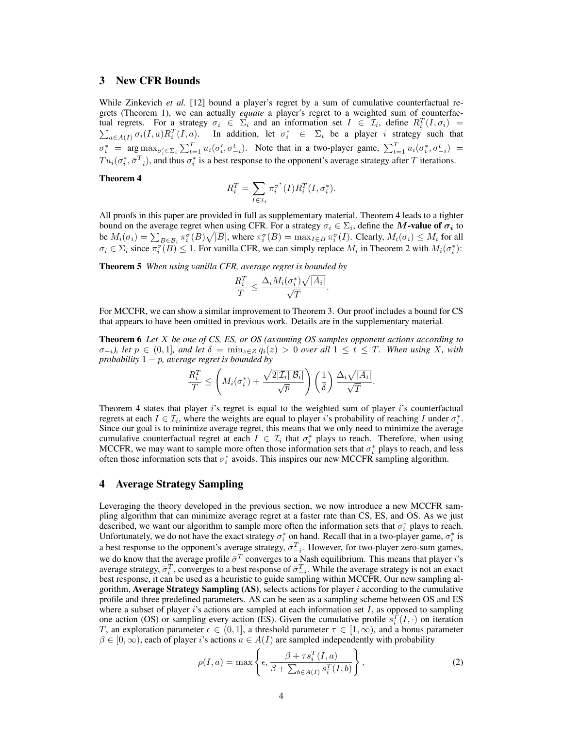## 3 New CFR Bounds

While Zinkevich *et al.* [12] bound a player's regret by a sum of cumulative counterfactual regrets (Theorem 1), we can actually *equate* a player's regret to a weighted sum of counterfactual regrets. For a strategy $\sigma_i \in \Sigma_i$ and an information set $I \in \mathcal{I}_i$, define $R_i^T(I, \sigma_i) = \sum_{a \in A(I)} \sigma_i(I, a) R_i^T(I, a)$. In addition, let $\sigma_i^* \in \Sigma_i$ be a player $i$ strategy such that $\sigma_i^* = \arg\max_{\sigma_i' \in \Sigma_i} \sum_{t=1}^T u_i(\sigma_i', \sigma_{-i}^t)$. Note that in a two-player game, $\sum_{t=1}^T u_i(\sigma_i^*, \sigma_{-i}^t) = T u_i(\sigma_i^*, \bar{\sigma}_{-i}^T)$, and thus $\sigma_i^*$ is a best response to the opponent's average strategy after $T$ iterations.

**Theorem 4**

$$R_i^T = \sum_{I \in \mathcal{I}_i} \pi_i^{\sigma^*}(I) R_i^T(I, \sigma_i^*).$$

All proofs in this paper are provided in full as supplementary material. Theorem 4 leads to a tighter bound on the average regret when using CFR. For a strategy $\sigma_i \in \Sigma_i$, define the ***M*-value of $\boldsymbol{\sigma_i}$** to be $M_i(\sigma_i) = \sum_{B \in \mathcal{B}_i} \pi_i^\sigma(B)\sqrt{|B|}$, where $\pi_i^\sigma(B) = \max_{I \in B} \pi_i^\sigma(I)$. Clearly, $M_i(\sigma_i) \le M_i$ for all $\sigma_i \in \Sigma_i$ since $\pi_i^\sigma(B) \le 1$. For vanilla CFR, we can simply replace $M_i$ in Theorem 2 with $M_i(\sigma_i^*)$:

**Theorem 5** *When using vanilla CFR, average regret is bounded by*

$$\frac{R_i^T}{T} \le \frac{\Delta_i M_i(\sigma_i^*)\sqrt{|A_i|}}{\sqrt{T}}.$$

For MCCFR, we can show a similar improvement to Theorem 3. Our proof includes a bound for CS that appears to have been omitted in previous work. Details are in the supplementary material.

**Theorem 6** *Let $X$ be one of CS, ES, or OS (assuming OS samples opponent actions according to $\sigma_{-i}$), let $p \in (0, 1]$, and let $\delta = \min_{z \in Z} q_i(z) > 0$ over all $1 \le t \le T$. When using $X$, with probability $1 - p$, average regret is bounded by*

$$\frac{R_i^T}{T} \le \left( M_i(\sigma_i^*) + \frac{\sqrt{2|\mathcal{I}_i||\mathcal{B}_i|}}{\sqrt{p}} \right) \left( \frac{1}{\delta} \right) \frac{\Delta_i \sqrt{|A_i|}}{\sqrt{T}}.$$

Theorem 4 states that player $i$'s regret is equal to the weighted sum of player $i$'s counterfactual regrets at each $I \in \mathcal{I}_i$, where the weights are equal to player $i$'s probability of reaching $I$ under $\sigma_i^*$. Since our goal is to minimize average regret, this means that we only need to minimize the average cumulative counterfactual regret at each $I \in \mathcal{I}_i$ that $\sigma_i^*$ plays to reach. Therefore, when using MCCFR, we may want to sample more often those information sets that $\sigma_i^*$ plays to reach, and less often those information sets that $\sigma_i^*$ avoids. This inspires our new MCCFR sampling algorithm.

## 4 Average Strategy Sampling

Leveraging the theory developed in the previous section, we now introduce a new MCCFR sampling algorithm that can minimize average regret at a faster rate than CS, ES, and OS. As we just described, we want our algorithm to sample more often the information sets that $\sigma_i^*$ plays to reach. Unfortunately, we do not have the exact strategy $\sigma_i^*$ on hand. Recall that in a two-player game, $\sigma_i^*$ is a best response to the opponent's average strategy, $\bar{\sigma}_{-i}^T$. However, for two-player zero-sum games, we do know that the average profile $\bar{\sigma}^T$ converges to a Nash equilibrium. This means that player $i$'s average strategy, $\bar{\sigma}_i^T$, converges to a best response of $\bar{\sigma}_{-i}^T$. While the average strategy is not an exact best response, it can be used as a heuristic to guide sampling within MCCFR. Our new sampling algorithm, **Average Strategy Sampling (AS)**, selects actions for player $i$ according to the cumulative profile and three predefined parameters. AS can be seen as a sampling scheme between OS and ES where a subset of player $i$'s actions are sampled at each information set $I$, as opposed to sampling one action (OS) or sampling every action (ES). Given the cumulative profile $s_i^T(I, \cdot)$ on iteration $T$, an exploration parameter $\epsilon \in (0, 1]$, a threshold parameter $\tau \in [1, \infty)$, and a bonus parameter $\beta \in [0, \infty)$, each of player $i$'s actions $a \in A(I)$ are sampled independently with probability

$$\rho(I, a) = \max\left\{ \epsilon, \frac{\beta + \tau s_i^T(I, a)}{\beta + \sum_{b \in A(I)} s_i^T(I, b)} \right\}, \qquad (2)$$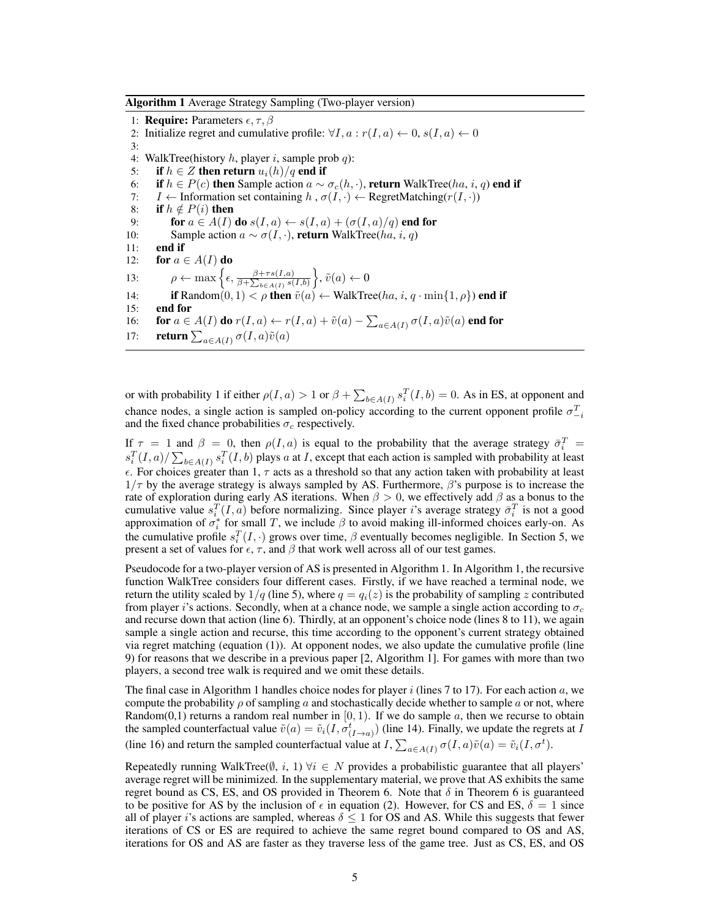**Algorithm 1** Average Strategy Sampling (Two-player version)

```
1:  Require: Parameters ε, τ, β
2:  Initialize regret and cumulative profile: ∀I, a : r(I, a) ← 0, s(I, a) ← 0
3:
4:  WalkTree(history h, player i, sample prob q):
5:     if h ∈ Z then return u_i(h)/q end if
6:     if h ∈ P(c) then Sample action a ∼ σ_c(h, ·), return WalkTree(ha, i, q) end if
7:     I ← Information set containing h , σ(I, ·) ← RegretMatching(r(I, ·))
8:     if h ∉ P(i) then
9:        for a ∈ A(I) do s(I, a) ← s(I, a) + (σ(I, a)/q) end for
10:       Sample action a ∼ σ(I, ·), return WalkTree(ha, i, q)
11:    end if
12:    for a ∈ A(I) do
13:       ρ ← max{ ε, (β + τ s(I,a)) / (β + Σ_{b∈A(I)} s(I,b)) }, ṽ(a) ← 0
14:       if Random(0, 1) < ρ then ṽ(a) ← WalkTree(ha, i, q · min{1, ρ}) end if
15:    end for
16:    for a ∈ A(I) do r(I, a) ← r(I, a) + ṽ(a) − Σ_{a∈A(I)} σ(I, a)ṽ(a) end for
17:    return Σ_{a∈A(I)} σ(I, a)ṽ(a)
```

or with probability 1 if either $\rho(I, a) > 1$ or $\beta + \sum_{b \in A(I)} s_i^T(I, b) = 0$. As in ES, at opponent and chance nodes, a single action is sampled on-policy according to the current opponent profile $\sigma_{-i}^T$ and the fixed chance probabilities $\sigma_c$ respectively.

If $\tau = 1$ and $\beta = 0$, then $\rho(I, a)$ is equal to the probability that the average strategy $\bar{\sigma}_i^T = s_i^T(I, a)/\sum_{b \in A(I)} s_i^T(I, b)$ plays $a$ at $I$, except that each action is sampled with probability at least $\epsilon$. For choices greater than 1, $\tau$ acts as a threshold so that any action taken with probability at least $1/\tau$ by the average strategy is always sampled by AS. Furthermore, $\beta$'s purpose is to increase the rate of exploration during early AS iterations. When $\beta > 0$, we effectively add $\beta$ as a bonus to the cumulative value $s_i^T(I, a)$ before normalizing. Since player $i$'s average strategy $\bar{\sigma}_i^T$ is not a good approximation of $\sigma_i^*$ for small $T$, we include $\beta$ to avoid making ill-informed choices early-on. As the cumulative profile $s_i^T(I, \cdot)$ grows over time, $\beta$ eventually becomes negligible. In Section 5, we present a set of values for $\epsilon$, $\tau$, and $\beta$ that work well across all of our test games.

Pseudocode for a two-player version of AS is presented in Algorithm 1. In Algorithm 1, the recursive function WalkTree considers four different cases. Firstly, if we have reached a terminal node, we return the utility scaled by $1/q$ (line 5), where $q = q_i(z)$ is the probability of sampling $z$ contributed from player $i$'s actions. Secondly, when at a chance node, we sample a single action according to $\sigma_c$ and recurse down that action (line 6). Thirdly, at an opponent's choice node (lines 8 to 11), we again sample a single action and recurse, this time according to the opponent's current strategy obtained via regret matching (equation (1)). At opponent nodes, we also update the cumulative profile (line 9) for reasons that we describe in a previous paper [2, Algorithm 1]. For games with more than two players, a second tree walk is required and we omit these details.

The final case in Algorithm 1 handles choice nodes for player $i$ (lines 7 to 17). For each action $a$, we compute the probability $\rho$ of sampling $a$ and stochastically decide whether to sample $a$ or not, where Random(0,1) returns a random real number in $[0, 1)$. If we do sample $a$, then we recurse to obtain the sampled counterfactual value $\tilde{v}(a) = \tilde{v}_i(I, \sigma^t_{(I \to a)})$ (line 14). Finally, we update the regrets at $I$ (line 16) and return the sampled counterfactual value at $I$, $\sum_{a \in A(I)} \sigma(I, a)\tilde{v}(a) = \tilde{v}_i(I, \sigma^t)$.

Repeatedly running WalkTree($\emptyset$, $i$, 1) $\forall i \in N$ provides a probabilistic guarantee that all players' average regret will be minimized. In the supplementary material, we prove that AS exhibits the same regret bound as CS, ES, and OS provided in Theorem 6. Note that $\delta$ in Theorem 6 is guaranteed to be positive for AS by the inclusion of $\epsilon$ in equation (2). However, for CS and ES, $\delta = 1$ since all of player $i$'s actions are sampled, whereas $\delta \leq 1$ for OS and AS. While this suggests that fewer iterations of CS or ES are required to achieve the same regret bound compared to OS and AS, iterations for OS and AS are faster as they traverse less of the game tree. Just as CS, ES, and OS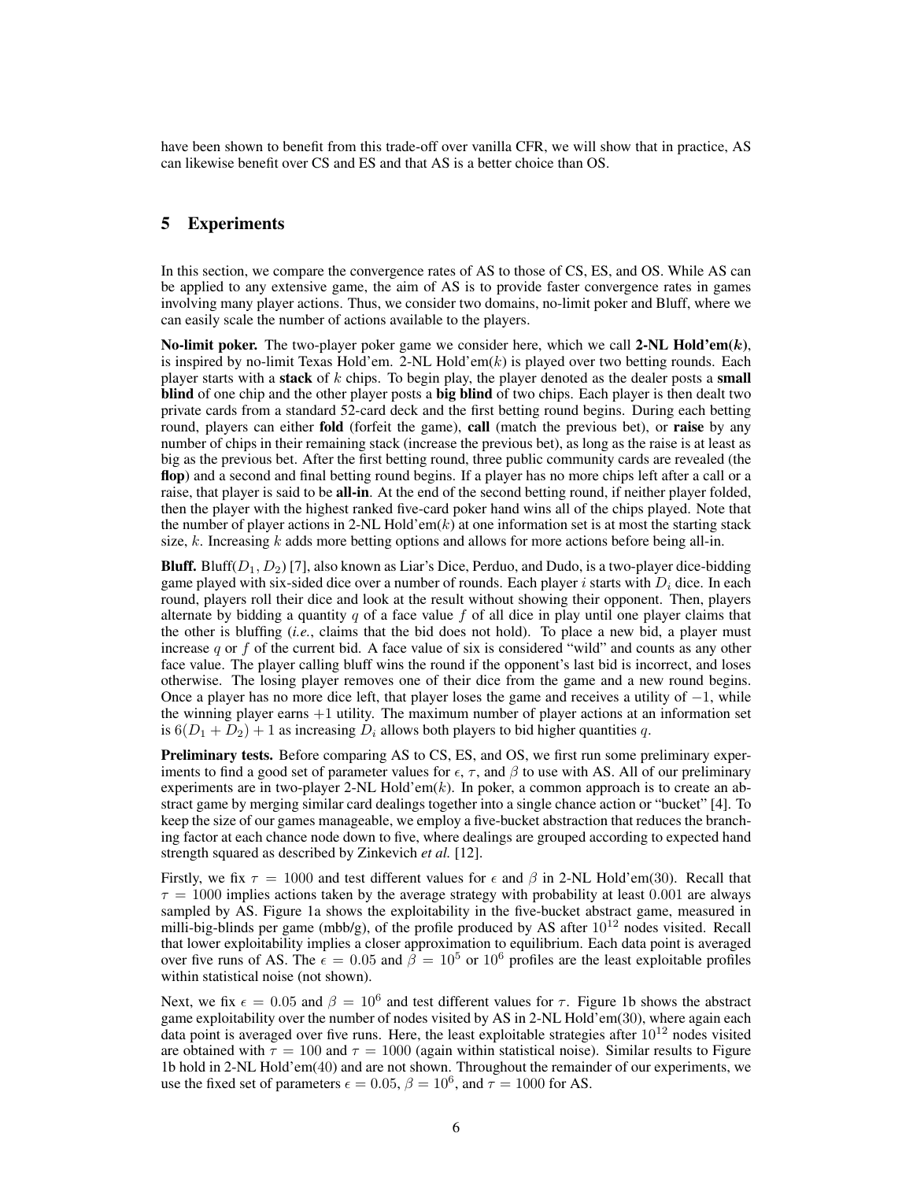have been shown to benefit from this trade-off over vanilla CFR, we will show that in practice, AS can likewise benefit over CS and ES and that AS is a better choice than OS.

## 5 Experiments

In this section, we compare the convergence rates of AS to those of CS, ES, and OS. While AS can be applied to any extensive game, the aim of AS is to provide faster convergence rates in games involving many player actions. Thus, we consider two domains, no-limit poker and Bluff, where we can easily scale the number of actions available to the players.

**No-limit poker.** The two-player poker game we consider here, which we call **2-NL Hold'em($k$)**, is inspired by no-limit Texas Hold'em. 2-NL Hold'em($k$) is played over two betting rounds. Each player starts with a **stack** of $k$ chips. To begin play, the player denoted as the dealer posts a **small blind** of one chip and the other player posts a **big blind** of two chips. Each player is then dealt two private cards from a standard 52-card deck and the first betting round begins. During each betting round, players can either **fold** (forfeit the game), **call** (match the previous bet), or **raise** by any number of chips in their remaining stack (increase the previous bet), as long as the raise is at least as big as the previous bet. After the first betting round, three public community cards are revealed (the **flop**) and a second and final betting round begins. If a player has no more chips left after a call or a raise, that player is said to be **all-in**. At the end of the second betting round, if neither player folded, then the player with the highest ranked five-card poker hand wins all of the chips played. Note that the number of player actions in 2-NL Hold'em($k$) at one information set is at most the starting stack size, $k$. Increasing $k$ adds more betting options and allows for more actions before being all-in.

**Bluff.** Bluff($D_1, D_2$) [7], also known as Liar's Dice, Perduo, and Dudo, is a two-player dice-bidding game played with six-sided dice over a number of rounds. Each player $i$ starts with $D_i$ dice. In each round, players roll their dice and look at the result without showing their opponent. Then, players alternate by bidding a quantity $q$ of a face value $f$ of all dice in play until one player claims that the other is bluffing (*i.e.*, claims that the bid does not hold). To place a new bid, a player must increase $q$ or $f$ of the current bid. A face value of six is considered "wild" and counts as any other face value. The player calling bluff wins the round if the opponent's last bid is incorrect, and loses otherwise. The losing player removes one of their dice from the game and a new round begins. Once a player has no more dice left, that player loses the game and receives a utility of $-1$, while the winning player earns $+1$ utility. The maximum number of player actions at an information set is $6(D_1 + D_2) + 1$ as increasing $D_i$ allows both players to bid higher quantities $q$.

**Preliminary tests.** Before comparing AS to CS, ES, and OS, we first run some preliminary experiments to find a good set of parameter values for $\epsilon$, $\tau$, and $\beta$ to use with AS. All of our preliminary experiments are in two-player 2-NL Hold'em($k$). In poker, a common approach is to create an abstract game by merging similar card dealings together into a single chance action or "bucket" [4]. To keep the size of our games manageable, we employ a five-bucket abstraction that reduces the branching factor at each chance node down to five, where dealings are grouped according to expected hand strength squared as described by Zinkevich *et al.* [12].

Firstly, we fix $\tau = 1000$ and test different values for $\epsilon$ and $\beta$ in 2-NL Hold'em(30). Recall that $\tau = 1000$ implies actions taken by the average strategy with probability at least $0.001$ are always sampled by AS. Figure 1a shows the exploitability in the five-bucket abstract game, measured in milli-big-blinds per game (mbb/g), of the profile produced by AS after $10^{12}$ nodes visited. Recall that lower exploitability implies a closer approximation to equilibrium. Each data point is averaged over five runs of AS. The $\epsilon = 0.05$ and $\beta = 10^5$ or $10^6$ profiles are the least exploitable profiles within statistical noise (not shown).

Next, we fix $\epsilon = 0.05$ and $\beta = 10^6$ and test different values for $\tau$. Figure 1b shows the abstract game exploitability over the number of nodes visited by AS in 2-NL Hold'em(30), where again each data point is averaged over five runs. Here, the least exploitable strategies after $10^{12}$ nodes visited are obtained with $\tau = 100$ and $\tau = 1000$ (again within statistical noise). Similar results to Figure 1b hold in 2-NL Hold'em(40) and are not shown. Throughout the remainder of our experiments, we use the fixed set of parameters $\epsilon = 0.05$, $\beta = 10^6$, and $\tau = 1000$ for AS.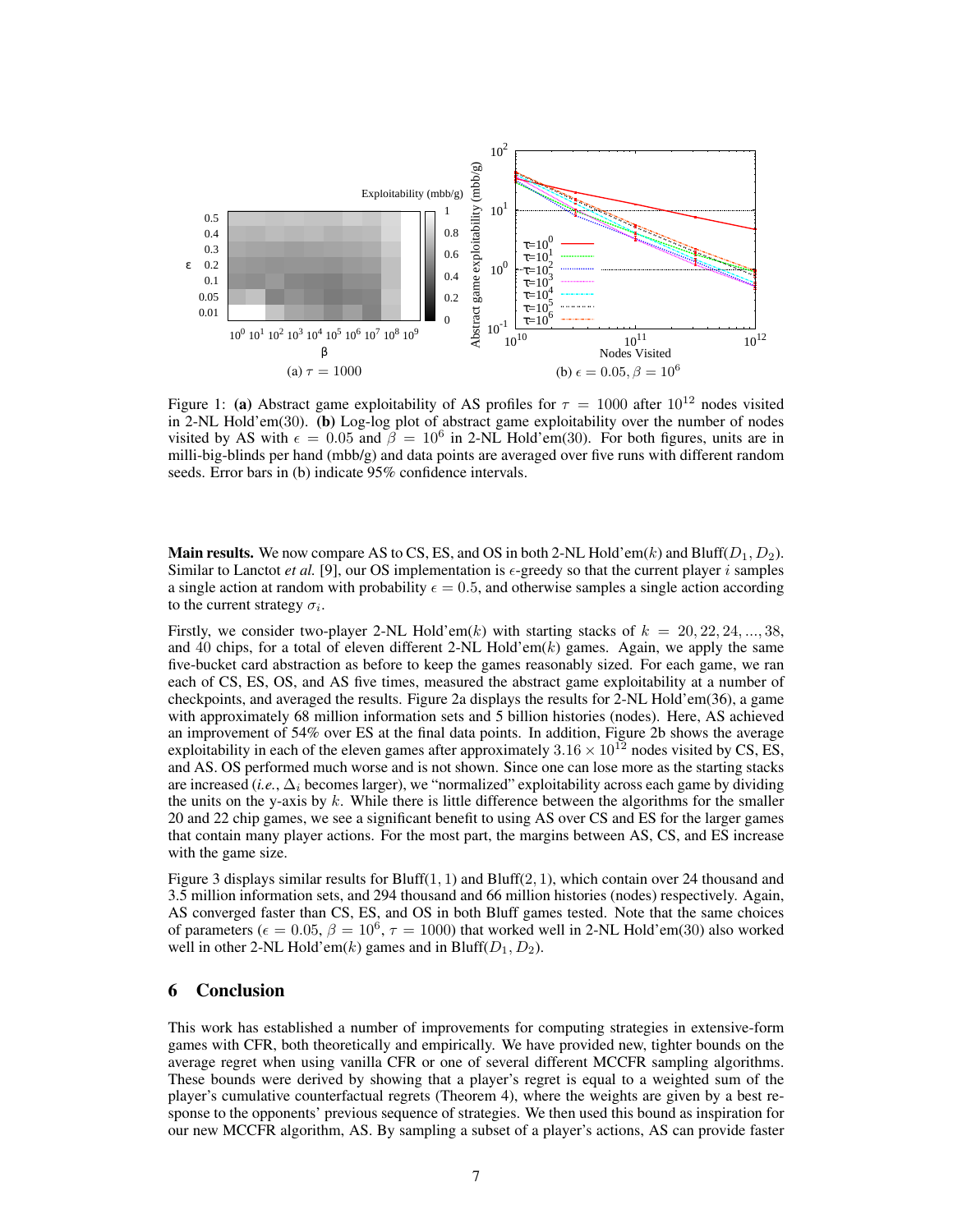Figure 1: **(a)** Abstract game exploitability of AS profiles for $\tau = 1000$ after $10^{12}$ nodes visited in 2-NL Hold'em(30). **(b)** Log-log plot of abstract game exploitability over the number of nodes visited by AS with $\epsilon = 0.05$ and $\beta = 10^6$ in 2-NL Hold'em(30). For both figures, units are in milli-big-blinds per hand (mbb/g) and data points are averaged over five runs with different random seeds. Error bars in (b) indicate 95% confidence intervals.

**Main results.** We now compare AS to CS, ES, and OS in both 2-NL Hold'em($k$) and Bluff($D_1, D_2$). Similar to Lanctot *et al.* [9], our OS implementation is $\epsilon$-greedy so that the current player $i$ samples a single action at random with probability $\epsilon = 0.5$, and otherwise samples a single action according to the current strategy $\sigma_i$.

Firstly, we consider two-player 2-NL Hold'em($k$) with starting stacks of $k = 20, 22, 24, ..., 38$, and 40 chips, for a total of eleven different 2-NL Hold'em($k$) games. Again, we apply the same five-bucket card abstraction as before to keep the games reasonably sized. For each game, we ran each of CS, ES, OS, and AS five times, measured the abstract game exploitability at a number of checkpoints, and averaged the results. Figure 2a displays the results for 2-NL Hold'em(36), a game with approximately 68 million information sets and 5 billion histories (nodes). Here, AS achieved an improvement of 54% over ES at the final data points. In addition, Figure 2b shows the average exploitability in each of the eleven games after approximately $3.16 \times 10^{12}$ nodes visited by CS, ES, and AS. OS performed much worse and is not shown. Since one can lose more as the starting stacks are increased (*i.e.*, $\Delta_i$ becomes larger), we "normalized" exploitability across each game by dividing the units on the y-axis by $k$. While there is little difference between the algorithms for the smaller 20 and 22 chip games, we see a significant benefit to using AS over CS and ES for the larger games that contain many player actions. For the most part, the margins between AS, CS, and ES increase with the game size.

Figure 3 displays similar results for Bluff(1, 1) and Bluff(2, 1), which contain over 24 thousand and 3.5 million information sets, and 294 thousand and 66 million histories (nodes) respectively. Again, AS converged faster than CS, ES, and OS in both Bluff games tested. Note that the same choices of parameters ($\epsilon = 0.05$, $\beta = 10^6$, $\tau = 1000$) that worked well in 2-NL Hold'em(30) also worked well in other 2-NL Hold'em($k$) games and in Bluff($D_1, D_2$).

## 6 Conclusion

This work has established a number of improvements for computing strategies in extensive-form games with CFR, both theoretically and empirically. We have provided new, tighter bounds on the average regret when using vanilla CFR or one of several different MCCFR sampling algorithms. These bounds were derived by showing that a player's regret is equal to a weighted sum of the player's cumulative counterfactual regrets (Theorem 4), where the weights are given by a best response to the opponents' previous sequence of strategies. We then used this bound as inspiration for our new MCCFR algorithm, AS. By sampling a subset of a player's actions, AS can provide faster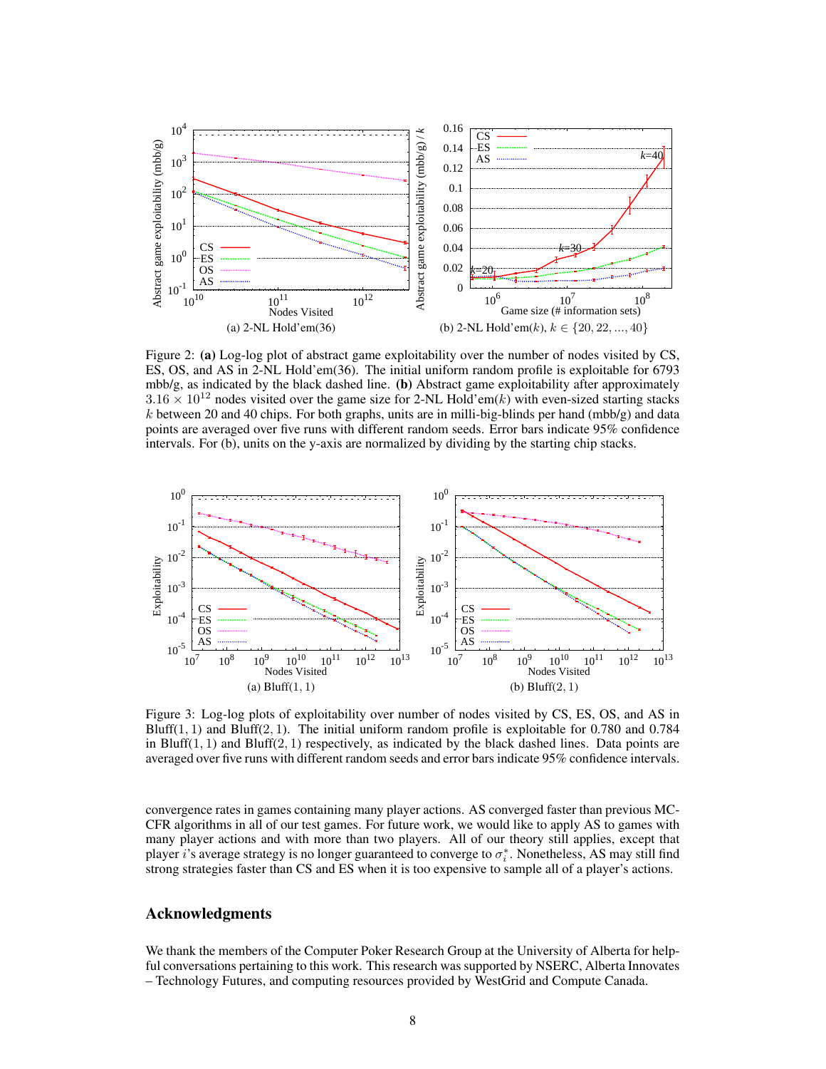Figure 2: **(a)** Log-log plot of abstract game exploitability over the number of nodes visited by CS, ES, OS, and AS in 2-NL Hold'em(36). The initial uniform random profile is exploitable for 6793 mbb/g, as indicated by the black dashed line. **(b)** Abstract game exploitability after approximately $3.16 \times 10^{12}$ nodes visited over the game size for 2-NL Hold'em($k$) with even-sized starting stacks $k$ between 20 and 40 chips. For both graphs, units are in milli-big-blinds per hand (mbb/g) and data points are averaged over five runs with different random seeds. Error bars indicate 95% confidence intervals. For (b), units on the y-axis are normalized by dividing by the starting chip stacks.

Figure 3: Log-log plots of exploitability over number of nodes visited by CS, ES, OS, and AS in Bluff(1, 1) and Bluff(2, 1). The initial uniform random profile is exploitable for 0.780 and 0.784 in Bluff(1, 1) and Bluff(2, 1) respectively, as indicated by the black dashed lines. Data points are averaged over five runs with different random seeds and error bars indicate 95% confidence intervals.

convergence rates in games containing many player actions. AS converged faster than previous MCCFR algorithms in all of our test games. For future work, we would like to apply AS to games with many player actions and with more than two players. All of our theory still applies, except that player $i$'s average strategy is no longer guaranteed to converge to $\sigma_i^*$. Nonetheless, AS may still find strong strategies faster than CS and ES when it is too expensive to sample all of a player's actions.

## Acknowledgments

We thank the members of the Computer Poker Research Group at the University of Alberta for helpful conversations pertaining to this work. This research was supported by NSERC, Alberta Innovates – Technology Futures, and computing resources provided by WestGrid and Compute Canada.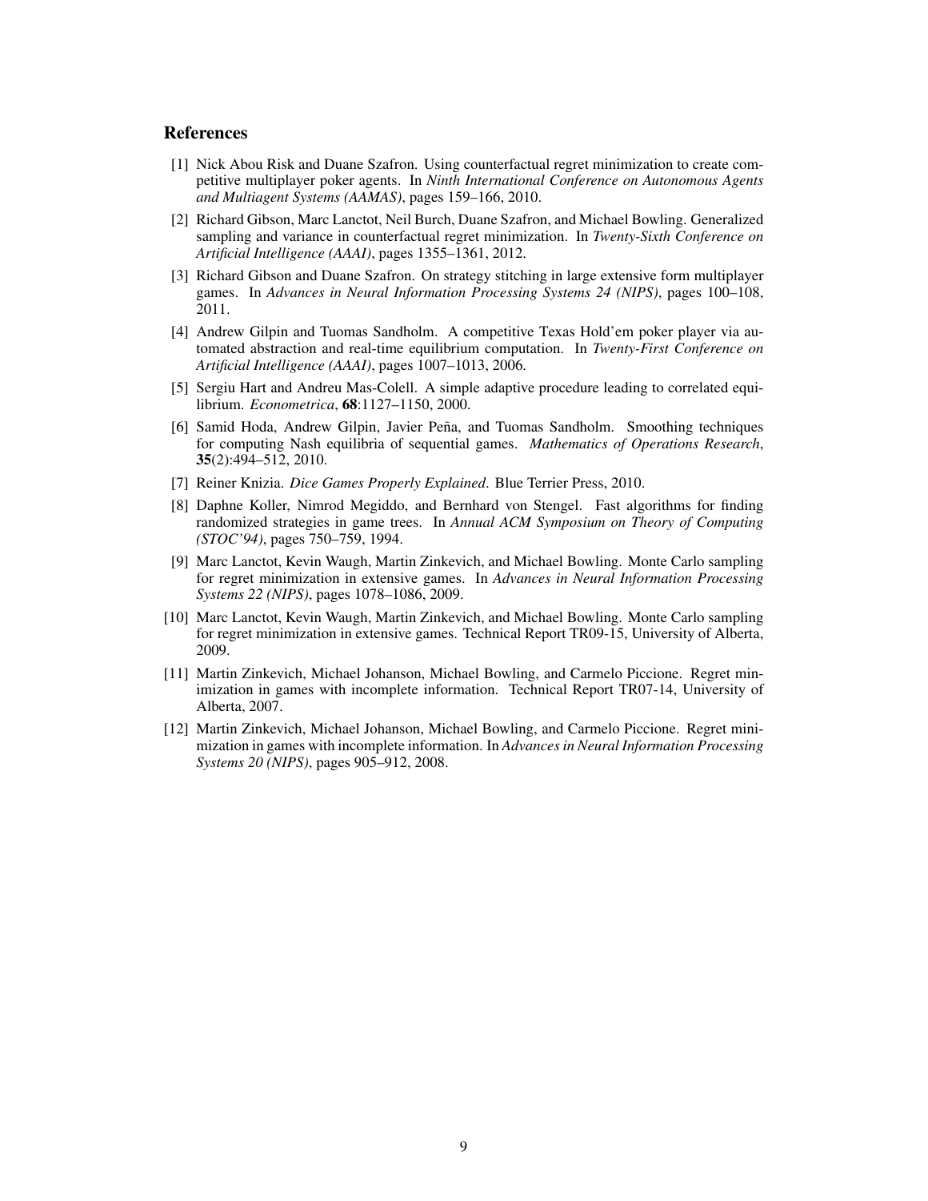## References

[1] Nick Abou Risk and Duane Szafron. Using counterfactual regret minimization to create competitive multiplayer poker agents. In *Ninth International Conference on Autonomous Agents and Multiagent Systems (AAMAS)*, pages 159–166, 2010.

[2] Richard Gibson, Marc Lanctot, Neil Burch, Duane Szafron, and Michael Bowling. Generalized sampling and variance in counterfactual regret minimization. In *Twenty-Sixth Conference on Artificial Intelligence (AAAI)*, pages 1355–1361, 2012.

[3] Richard Gibson and Duane Szafron. On strategy stitching in large extensive form multiplayer games. In *Advances in Neural Information Processing Systems 24 (NIPS)*, pages 100–108, 2011.

[4] Andrew Gilpin and Tuomas Sandholm. A competitive Texas Hold'em poker player via automated abstraction and real-time equilibrium computation. In *Twenty-First Conference on Artificial Intelligence (AAAI)*, pages 1007–1013, 2006.

[5] Sergiu Hart and Andreu Mas-Colell. A simple adaptive procedure leading to correlated equilibrium. *Econometrica*, **68**:1127–1150, 2000.

[6] Samid Hoda, Andrew Gilpin, Javier Peña, and Tuomas Sandholm. Smoothing techniques for computing Nash equilibria of sequential games. *Mathematics of Operations Research*, **35**(2):494–512, 2010.

[7] Reiner Knizia. *Dice Games Properly Explained*. Blue Terrier Press, 2010.

[8] Daphne Koller, Nimrod Megiddo, and Bernhard von Stengel. Fast algorithms for finding randomized strategies in game trees. In *Annual ACM Symposium on Theory of Computing (STOC'94)*, pages 750–759, 1994.

[9] Marc Lanctot, Kevin Waugh, Martin Zinkevich, and Michael Bowling. Monte Carlo sampling for regret minimization in extensive games. In *Advances in Neural Information Processing Systems 22 (NIPS)*, pages 1078–1086, 2009.

[10] Marc Lanctot, Kevin Waugh, Martin Zinkevich, and Michael Bowling. Monte Carlo sampling for regret minimization in extensive games. Technical Report TR09-15, University of Alberta, 2009.

[11] Martin Zinkevich, Michael Johanson, Michael Bowling, and Carmelo Piccione. Regret minimization in games with incomplete information. Technical Report TR07-14, University of Alberta, 2007.

[12] Martin Zinkevich, Michael Johanson, Michael Bowling, and Carmelo Piccione. Regret minimization in games with incomplete information. In *Advances in Neural Information Processing Systems 20 (NIPS)*, pages 905–912, 2008.